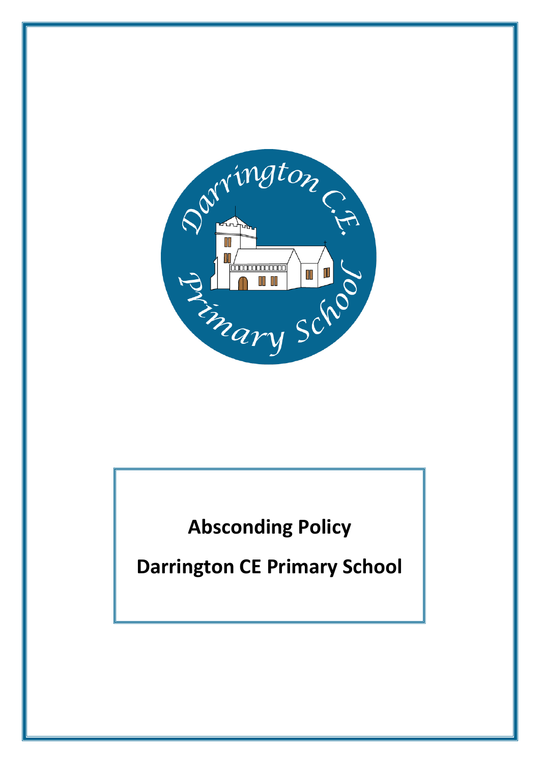# Absconding Policy

# Darrington CE Primary School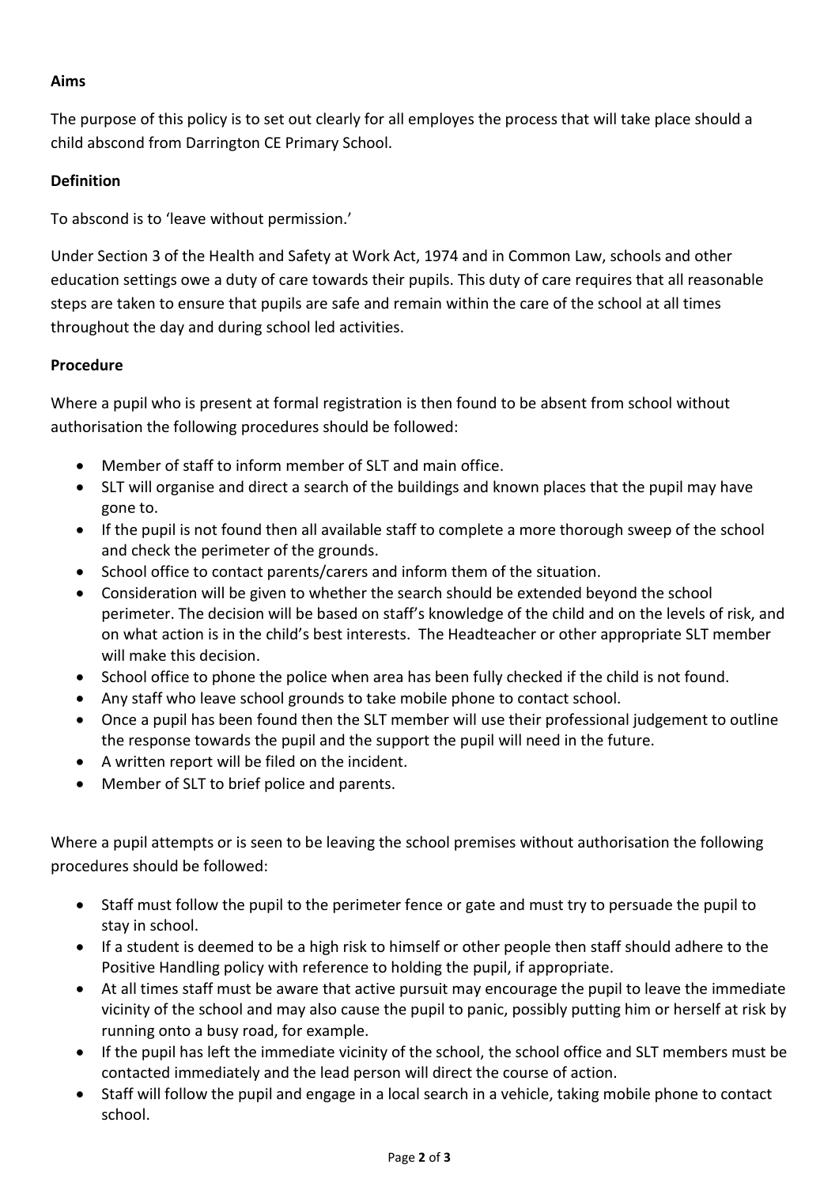**Aims**

The purpose of this policy is to set out clearly for all employes the process that will take place should a child abscond from Darrington CE Primary School.

**Definition**

To abscond is to 'leave without permission.'

Under Section 3 of the Health and Safety at Work Act, 1974 and in Common Law, schools and other education settings owe a duty of care towards their pupils. This duty of care requires that all reasonable steps are taken to ensure that pupils are safe and remain within the care of the school at all times throughout the day and during school led activities.

**Procedure**

Where a pupil who is present at formal registration is then found to be absent from school without authorisation the following procedures should be followed:

- Member of staff to inform member of SLT and main office.
- SLT will organise and direct a search of the buildings and known places that the pupil may have gone to.
- If the pupil is not found then all available staff to complete a more thorough sweep of the school and check the perimeter of the grounds.
- School office to contact parents/carers and inform them of the situation.
- Consideration will be given to whether the search should be extended beyond the school perimeter. The decision will be based on staff's knowledge of the child and on the levels of risk, and on what action is in the child's best interests. The Headteacher or other appropriate SLT member will make this decision.
- School office to phone the police when area has been fully checked if the child is not found.
- Any staff who leave school grounds to take mobile phone to contact school.
- Once a pupil has been found then the SLT member will use their professional judgement to outline the response towards the pupil and the support the pupil will need in the future.
- A written report will be filed on the incident.
- Member of SLT to brief police and parents.

Where a pupil attempts or is seen to be leaving the school premises without authorisation the following procedures should be followed:

- Staff must follow the pupil to the perimeter fence or gate and must try to persuade the pupil to stay in school.
- If a student is deemed to be a high risk to himself or other people then staff should adhere to the Positive Handling policy with reference to holding the pupil, if appropriate.
- At all times staff must be aware that active pursuit may encourage the pupil to leave the immediate vicinity of the school and may also cause the pupil to panic, possibly putting him or herself at risk by running onto a busy road, for example.
- If the pupil has left the immediate vicinity of the school, the school office and SLT members must be contacted immediately and the lead person will direct the course of action.
- Staff will follow the pupil and engage in a local search in a vehicle, taking mobile phone to contact school.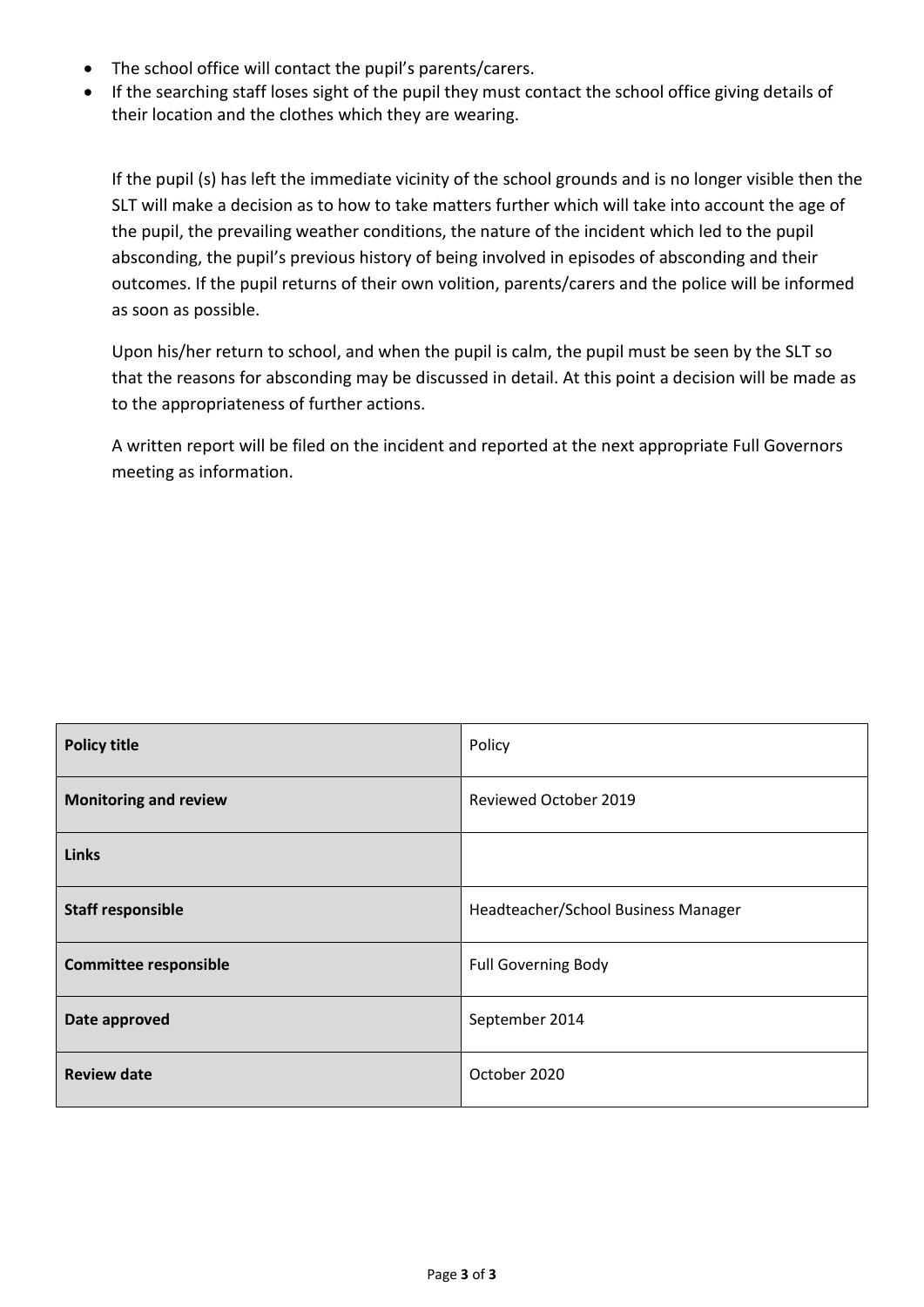- The school office will contact the pupil's parents/carers.
- If the searching staff loses sight of the pupil they must contact the school office giving details of their location and the clothes which they are wearing.

If the pupil (s) has left the immediate vicinity of the school grounds and is no longer visible then the SLT will make a decision as to how to take matters further which will take into account the age of the pupil, the prevailing weather conditions, the nature of the incident which led to the pupil absconding, the pupil's previous history of being involved in episodes of absconding and their outcomes. If the pupil returns of their own volition, parents/carers and the police will be informed as soon as possible.

Upon his/her return to school, and when the pupil is calm, the pupil must be seen by the SLT so that the reasons for absconding may be discussed in detail. At this point a decision will be made as to the appropriateness of further actions.

A written report will be filed on the incident and reported at the next appropriate Full Governors meeting as information.

| | |
|---|---|
| **Policy title** | Policy |
| **Monitoring and review** | Reviewed October 2019 |
| **Links** | |
| **Staff responsible** | Headteacher/School Business Manager |
| **Committee responsible** | Full Governing Body |
| **Date approved** | September 2014 |
| **Review date** | October 2020 |